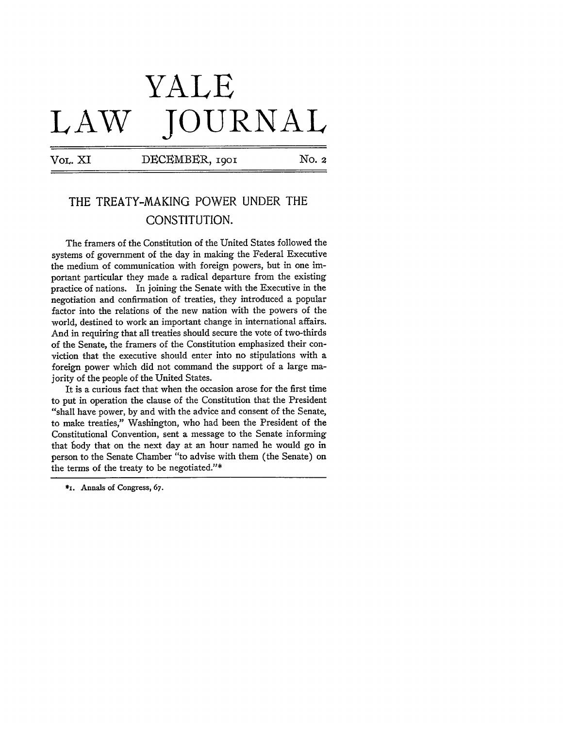# YALE LAW JOURNAL

VOL. XI — DECEMBER, 1901 — No. 2

## THE TREATY-MAKING POWER UNDER THE CONSTITUTION.

The framers of the Constitution of the United States followed the systems of government of the day in making the Federal Executive the medium of communication with foreign powers, but in one important particular they made a radical departure from the existing practice of nations. In joining the Senate with the Executive in the negotiation and confirmation of treaties, they introduced a popular factor into the relations of the new nation with the powers of the world, destined to work an important change in international affairs. And in requiring that all treaties should secure the vote of two-thirds of the Senate, the framers of the Constitution emphasized their conviction that the executive should enter into no stipulations with a foreign power which did not command the support of a large majority of the people of the United States.

It is a curious fact that when the occasion arose for the first time to put in operation the clause of the Constitution that the President "shall have power, by and with the advice and consent of the Senate, to make treaties," Washington, who had been the President of the Constitutional Convention, sent a message to the Senate informing that body that on the next day at an hour named he would go in person to the Senate Chamber "to advise with them (the Senate) on the terms of the treaty to be negotiated."*

*1. Annals of Congress, 67.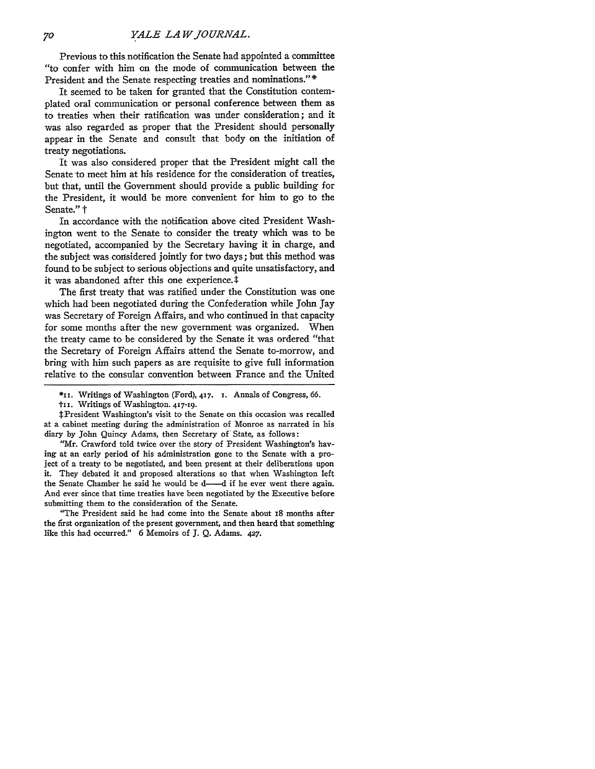Previous to this notification the Senate had appointed a committee "to confer with him on the mode of communication between the President and the Senate respecting treaties and nominations."*

It seemed to be taken for granted that the Constitution contemplated oral communication or personal conference between them as to treaties when their ratification was under consideration; and it was also regarded as proper that the President should personally appear in the Senate and consult that body on the initiation of treaty negotiations.

It was also considered proper that the President might call the Senate to meet him at his residence for the consideration of treaties, but that, until the Government should provide a public building for the President, it would be more convenient for him to go to the Senate." †

In accordance with the notification above cited President Washington went to the Senate to consider the treaty which was to be negotiated, accompanied by the Secretary having it in charge, and the subject was considered jointly for two days; but this method was found to be subject to serious objections and quite unsatisfactory, and it was abandoned after this one experience.‡

The first treaty that was ratified under the Constitution was one which had been negotiated during the Confederation while John Jay was Secretary of Foreign Affairs, and who continued in that capacity for some months after the new government was organized. When the treaty came to be considered by the Senate it was ordered "that the Secretary of Foreign Affairs attend the Senate to-morrow, and bring with him such papers as are requisite to give full information relative to the consular convention between France and the United

---

*11. Writings of Washington (Ford), 417. 1. Annals of Congress, 66.

†11. Writings of Washington. 417-19.

‡President Washington's visit to the Senate on this occasion was recalled at a cabinet meeting during the administration of Monroe as narrated in his diary by John Quincy Adams, then Secretary of State, as follows:

"Mr. Crawford told twice over the story of President Washington's having at an early period of his administration gone to the Senate with a project of a treaty to be negotiated, and been present at their deliberations upon it. They debated it and proposed alterations so that when Washington left the Senate Chamber he said he would be d——d if he ever went there again. And ever since that time treaties have been negotiated by the Executive before submitting them to the consideration of the Senate.

"The President said he had come into the Senate about 18 months after the first organization of the present government, and then heard that something like this had occurred." 6 Memoirs of J. Q. Adams. 427.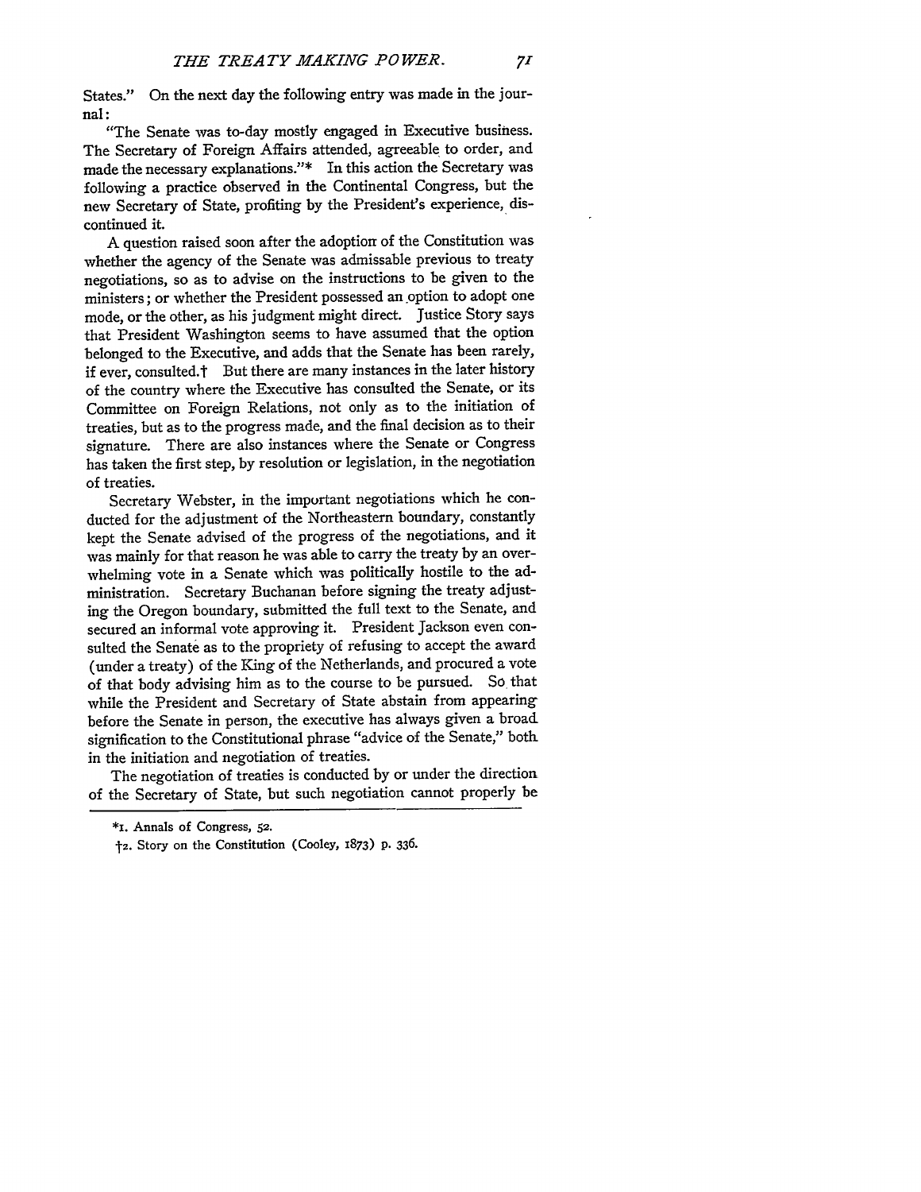States." On the next day the following entry was made in the journal:

"The Senate was to-day mostly engaged in Executive business. The Secretary of Foreign Affairs attended, agreeable to order, and made the necessary explanations."* In this action the Secretary was following a practice observed in the Continental Congress, but the new Secretary of State, profiting by the President's experience, discontinued it.

A question raised soon after the adoption of the Constitution was whether the agency of the Senate was admissable previous to treaty negotiations, so as to advise on the instructions to be given to the ministers; or whether the President possessed an option to adopt one mode, or the other, as his judgment might direct. Justice Story says that President Washington seems to have assumed that the option belonged to the Executive, and adds that the Senate has been rarely, if ever, consulted.† But there are many instances in the later history of the country where the Executive has consulted the Senate, or its Committee on Foreign Relations, not only as to the initiation of treaties, but as to the progress made, and the final decision as to their signature. There are also instances where the Senate or Congress has taken the first step, by resolution or legislation, in the negotiation of treaties.

Secretary Webster, in the important negotiations which he conducted for the adjustment of the Northeastern boundary, constantly kept the Senate advised of the progress of the negotiations, and it was mainly for that reason he was able to carry the treaty by an overwhelming vote in a Senate which was politically hostile to the administration. Secretary Buchanan before signing the treaty adjusting the Oregon boundary, submitted the full text to the Senate, and secured an informal vote approving it. President Jackson even consulted the Senate as to the propriety of refusing to accept the award (under a treaty) of the King of the Netherlands, and procured a vote of that body advising him as to the course to be pursued. So that while the President and Secretary of State abstain from appearing before the Senate in person, the executive has always given a broad signification to the Constitutional phrase "advice of the Senate," both in the initiation and negotiation of treaties.

The negotiation of treaties is conducted by or under the direction of the Secretary of State, but such negotiation cannot properly be

---

*1. Annals of Congress, 52.

†2. Story on the Constitution (Cooley, 1873) p. 336.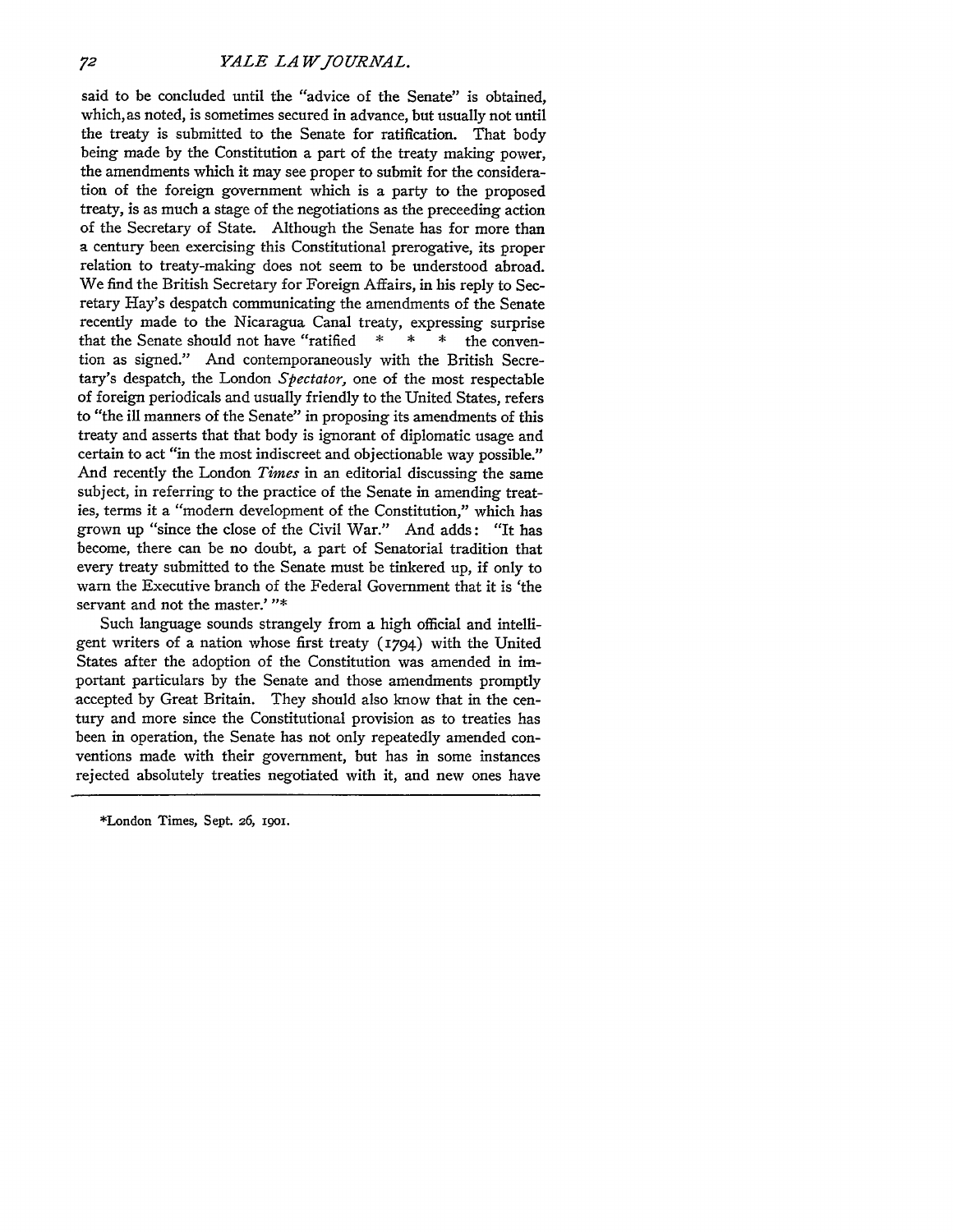said to be concluded until the "advice of the Senate" is obtained, which, as noted, is sometimes secured in advance, but usually not until the treaty is submitted to the Senate for ratification. That body being made by the Constitution a part of the treaty making power, the amendments which it may see proper to submit for the consideration of the foreign government which is a party to the proposed treaty, is as much a stage of the negotiations as the preceeding action of the Secretary of State. Although the Senate has for more than a century been exercising this Constitutional prerogative, its proper relation to treaty-making does not seem to be understood abroad. We find the British Secretary for Foreign Affairs, in his reply to Secretary Hay's despatch communicating the amendments of the Senate recently made to the Nicaragua Canal treaty, expressing surprise that the Senate should not have "ratified * * * the convention as signed." And contemporaneously with the British Secretary's despatch, the London *Spectator*, one of the most respectable of foreign periodicals and usually friendly to the United States, refers to "the ill manners of the Senate" in proposing its amendments of this treaty and asserts that that body is ignorant of diplomatic usage and certain to act "in the most indiscreet and objectionable way possible." And recently the London *Times* in an editorial discussing the same subject, in referring to the practice of the Senate in amending treaties, terms it a "modern development of the Constitution," which has grown up "since the close of the Civil War." And adds: "It has become, there can be no doubt, a part of Senatorial tradition that every treaty submitted to the Senate must be tinkered up, if only to warn the Executive branch of the Federal Government that it is 'the servant and not the master.' "*

Such language sounds strangely from a high official and intelligent writers of a nation whose first treaty (1794) with the United States after the adoption of the Constitution was amended in important particulars by the Senate and those amendments promptly accepted by Great Britain. They should also know that in the century and more since the Constitutional provision as to treaties has been in operation, the Senate has not only repeatedly amended conventions made with their government, but has in some instances rejected absolutely treaties negotiated with it, and new ones have

*London Times, Sept. 26, 1901.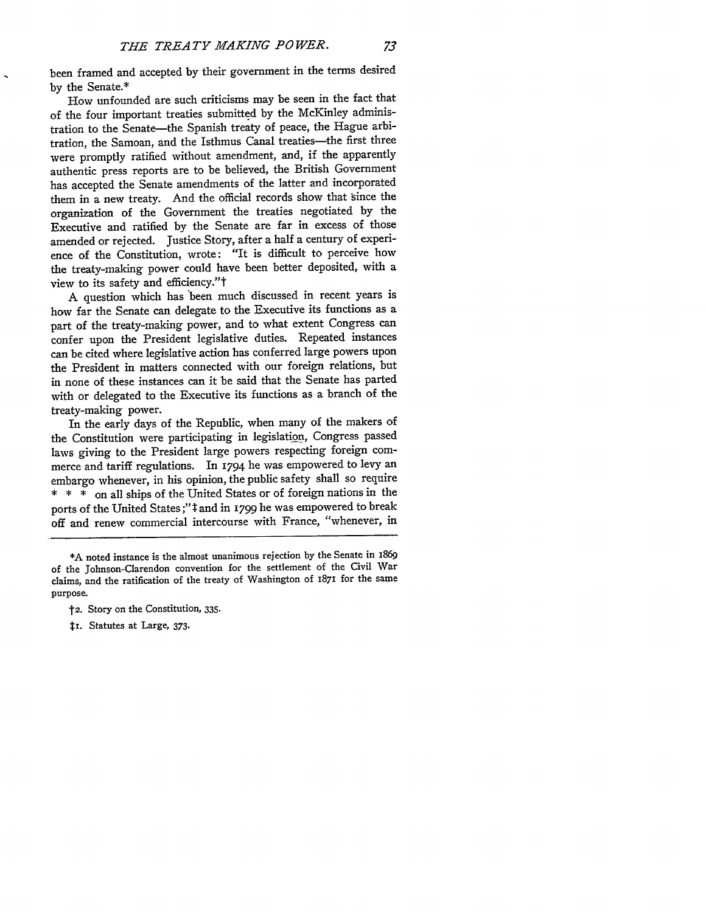been framed and accepted by their government in the terms desired by the Senate.*

How unfounded are such criticisms may be seen in the fact that of the four important treaties submitted by the McKinley administration to the Senate—the Spanish treaty of peace, the Hague arbitration, the Samoan, and the Isthmus Canal treaties—the first three were promptly ratified without amendment, and, if the apparently authentic press reports are to be believed, the British Government has accepted the Senate amendments of the latter and incorporated them in a new treaty. And the official records show that since the organization of the Government the treaties negotiated by the Executive and ratified by the Senate are far in excess of those amended or rejected. Justice Story, after a half a century of experience of the Constitution, wrote: "It is difficult to perceive how the treaty-making power could have been better deposited, with a view to its safety and efficiency."†

A question which has been much discussed in recent years is how far the Senate can delegate to the Executive its functions as a part of the treaty-making power, and to what extent Congress can confer upon the President legislative duties. Repeated instances can be cited where legislative action has conferred large powers upon the President in matters connected with our foreign relations, but in none of these instances can it be said that the Senate has parted with or delegated to the Executive its functions as a branch of the treaty-making power.

In the early days of the Republic, when many of the makers of the Constitution were participating in legislation, Congress passed laws giving to the President large powers respecting foreign commerce and tariff regulations. In 1794 he was empowered to levy an embargo whenever, in his opinion, the public safety shall so require * * * on all ships of the United States or of foreign nations in the ports of the United States;"‡ and in 1799 he was empowered to break off and renew commercial intercourse with France, "whenever, in

---

*A noted instance is the almost unanimous rejection by the Senate in 1869 of the Johnson-Clarendon convention for the settlement of the Civil War claims, and the ratification of the treaty of Washington of 1871 for the same purpose.

†2. Story on the Constitution, 335.

‡1. Statutes at Large, 373.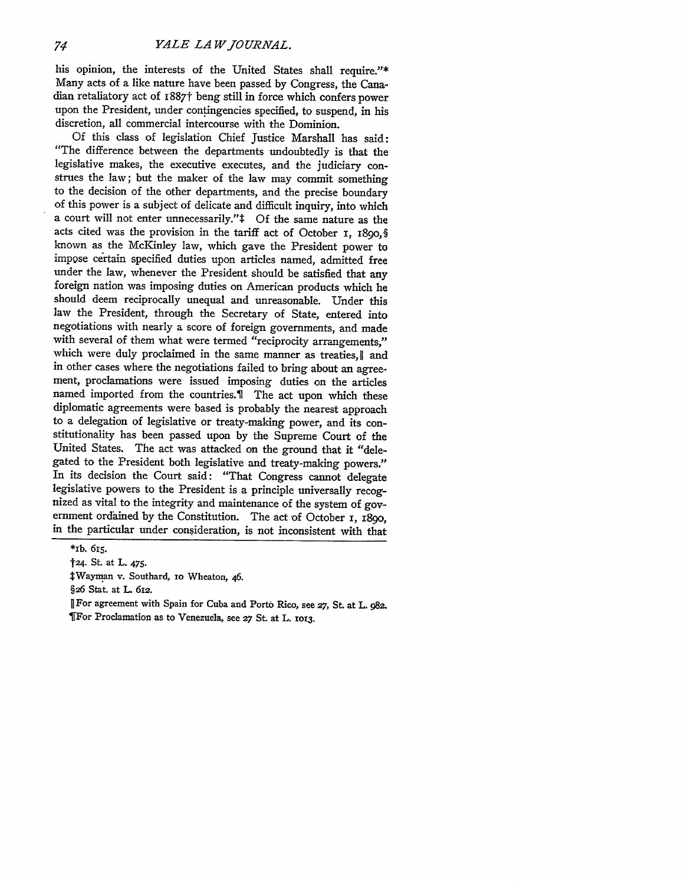his opinion, the interests of the United States shall require."* Many acts of a like nature have been passed by Congress, the Canadian retaliatory act of 1887† beng still in force which confers power upon the President, under contingencies specified, to suspend, in his discretion, all commercial intercourse with the Dominion.

Of this class of legislation Chief Justice Marshall has said: "The difference between the departments undoubtedly is that the legislative makes, the executive executes, and the judiciary construes the law; but the maker of the law may commit something to the decision of the other departments, and the precise boundary of this power is a subject of delicate and difficult inquiry, into which a court will not enter unnecessarily."‡ Of the same nature as the acts cited was the provision in the tariff act of October 1, 1890,§ known as the McKinley law, which gave the President power to impose certain specified duties upon articles named, admitted free under the law, whenever the President should be satisfied that any foreign nation was imposing duties on American products which he should deem reciprocally unequal and unreasonable. Under this law the President, through the Secretary of State, entered into negotiations with nearly a score of foreign governments, and made with several of them what were termed "reciprocity arrangements," which were duly proclaimed in the same manner as treaties,‖ and in other cases where the negotiations failed to bring about an agreement, proclamations were issued imposing duties on the articles named imported from the countries.¶ The act upon which these diplomatic agreements were based is probably the nearest approach to a delegation of legislative or treaty-making power, and its constitutionality has been passed upon by the Supreme Court of the United States. The act was attacked on the ground that it "delegated to the President both legislative and treaty-making powers." In its decision the Court said: "That Congress cannot delegate legislative powers to the President is a principle universally recognized as vital to the integrity and maintenance of the system of government ordained by the Constitution. The act of October 1, 1890, in the particular under consideration, is not inconsistent with that

---

*Ib. 615.

†24. St. at L. 475.

‡Wayman v. Southard, 10 Wheaton, 46.

§26 Stat. at L. 612.

‖For agreement with Spain for Cuba and Porto Rico, see 27, St. at L. 982.

¶For Proclamation as to Venezuela, see 27 St. at L. 1013.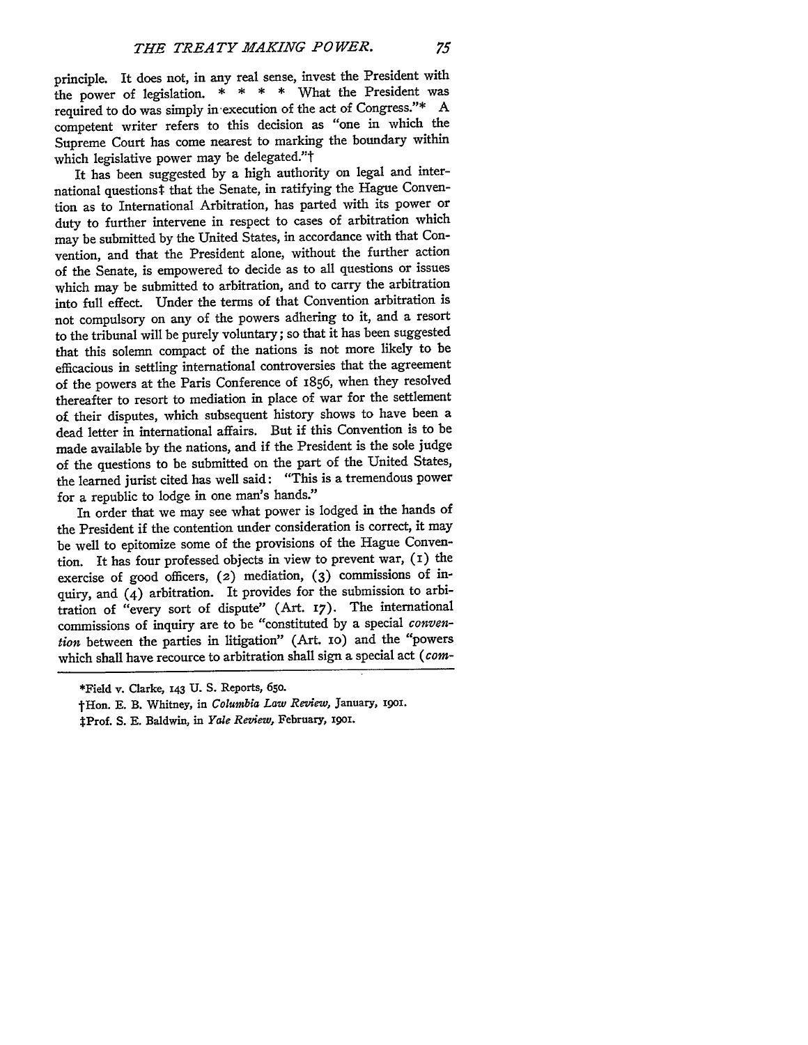principle. It does not, in any real sense, invest the President with the power of legislation. * * * * What the President was required to do was simply in execution of the act of Congress."* A competent writer refers to this decision as "one in which the Supreme Court has come nearest to marking the boundary within which legislative power may be delegated."†

It has been suggested by a high authority on legal and international questions‡ that the Senate, in ratifying the Hague Convention as to International Arbitration, has parted with its power or duty to further intervene in respect to cases of arbitration which may be submitted by the United States, in accordance with that Convention, and that the President alone, without the further action of the Senate, is empowered to decide as to all questions or issues which may be submitted to arbitration, and to carry the arbitration into full effect. Under the terms of that Convention arbitration is not compulsory on any of the powers adhering to it, and a resort to the tribunal will be purely voluntary; so that it has been suggested that this solemn compact of the nations is not more likely to be efficacious in settling international controversies that the agreement of the powers at the Paris Conference of 1856, when they resolved thereafter to resort to mediation in place of war for the settlement of their disputes, which subsequent history shows to have been a dead letter in international affairs. But if this Convention is to be made available by the nations, and if the President is the sole judge of the questions to be submitted on the part of the United States, the learned jurist cited has well said: "This is a tremendous power for a republic to lodge in one man's hands."

In order that we may see what power is lodged in the hands of the President if the contention under consideration is correct, it may be well to epitomize some of the provisions of the Hague Convention. It has four professed objects in view to prevent war, (1) the exercise of good officers, (2) mediation, (3) commissions of inquiry, and (4) arbitration. It provides for the submission to arbitration of "every sort of dispute" (Art. 17). The international commissions of inquiry are to be "constituted by a special *convention* between the parties in litigation" (Art. 10) and the "powers which shall have recource to arbitration shall sign a special act (*com-*

*Field v. Clarke, 143 U. S. Reports, 650.

†Hon. E. B. Whitney, in *Columbia Law Review*, January, 1901.

‡Prof. S. E. Baldwin, in *Yale Review*, February, 1901.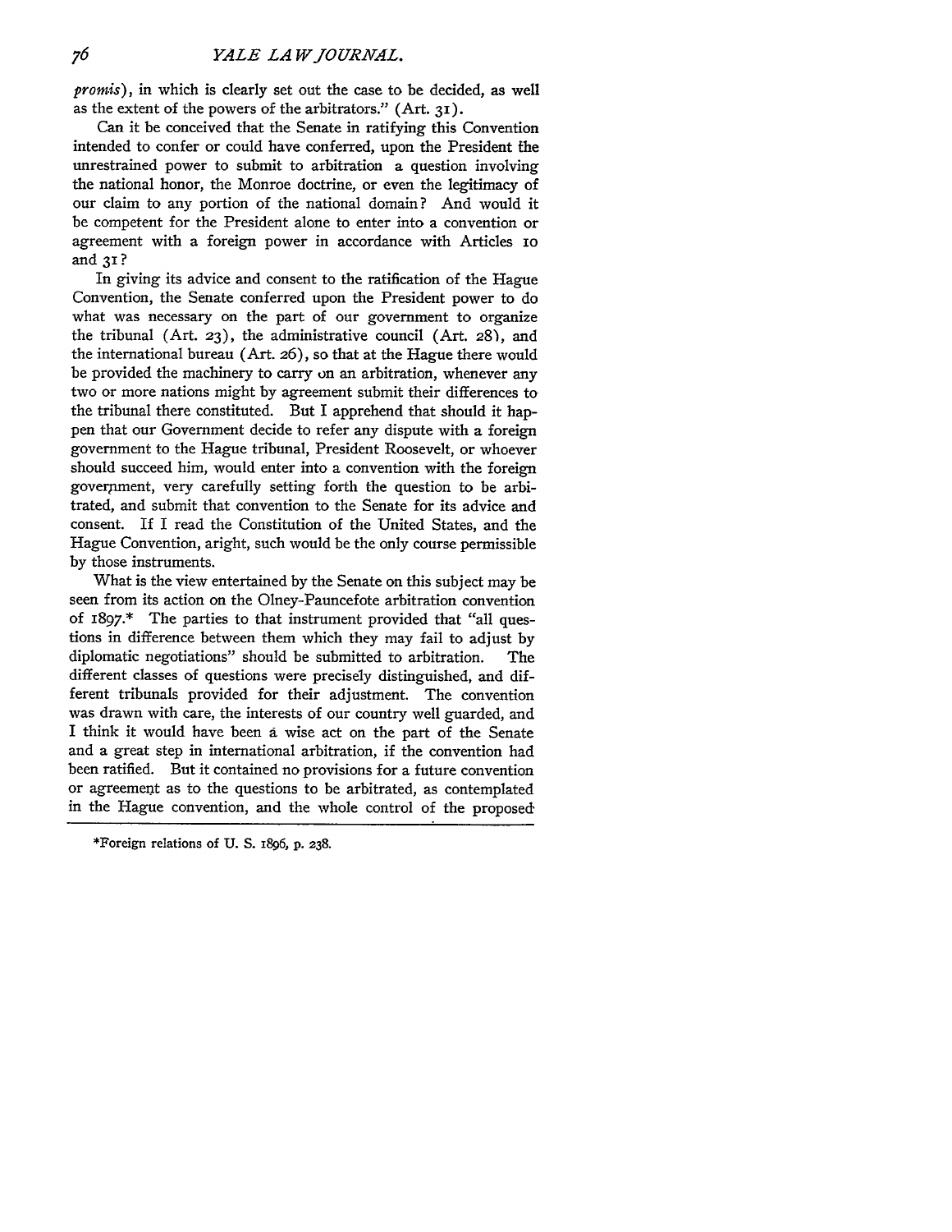*promis*), in which is clearly set out the case to be decided, as well as the extent of the powers of the arbitrators." (Art. 31).

Can it be conceived that the Senate in ratifying this Convention intended to confer or could have conferred, upon the President the unrestrained power to submit to arbitration a question involving the national honor, the Monroe doctrine, or even the legitimacy of our claim to any portion of the national domain? And would it be competent for the President alone to enter into a convention or agreement with a foreign power in accordance with Articles 10 and 31?

In giving its advice and consent to the ratification of the Hague Convention, the Senate conferred upon the President power to do what was necessary on the part of our government to organize the tribunal (Art. 23), the administrative council (Art. 28), and the international bureau (Art. 26), so that at the Hague there would be provided the machinery to carry on an arbitration, whenever any two or more nations might by agreement submit their differences to the tribunal there constituted. But I apprehend that should it happen that our Government decide to refer any dispute with a foreign government to the Hague tribunal, President Roosevelt, or whoever should succeed him, would enter into a convention with the foreign government, very carefully setting forth the question to be arbitrated, and submit that convention to the Senate for its advice and consent. If I read the Constitution of the United States, and the Hague Convention, aright, such would be the only course permissible by those instruments.

What is the view entertained by the Senate on this subject may be seen from its action on the Olney-Pauncefote arbitration convention of 1897.* The parties to that instrument provided that "all questions in difference between them which they may fail to adjust by diplomatic negotiations" should be submitted to arbitration. The different classes of questions were precisely distinguished, and different tribunals provided for their adjustment. The convention was drawn with care, the interests of our country well guarded, and I think it would have been a wise act on the part of the Senate and a great step in international arbitration, if the convention had been ratified. But it contained no provisions for a future convention or agreement as to the questions to be arbitrated, as contemplated in the Hague convention, and the whole control of the proposed

*Foreign relations of U. S. 1896, p. 238.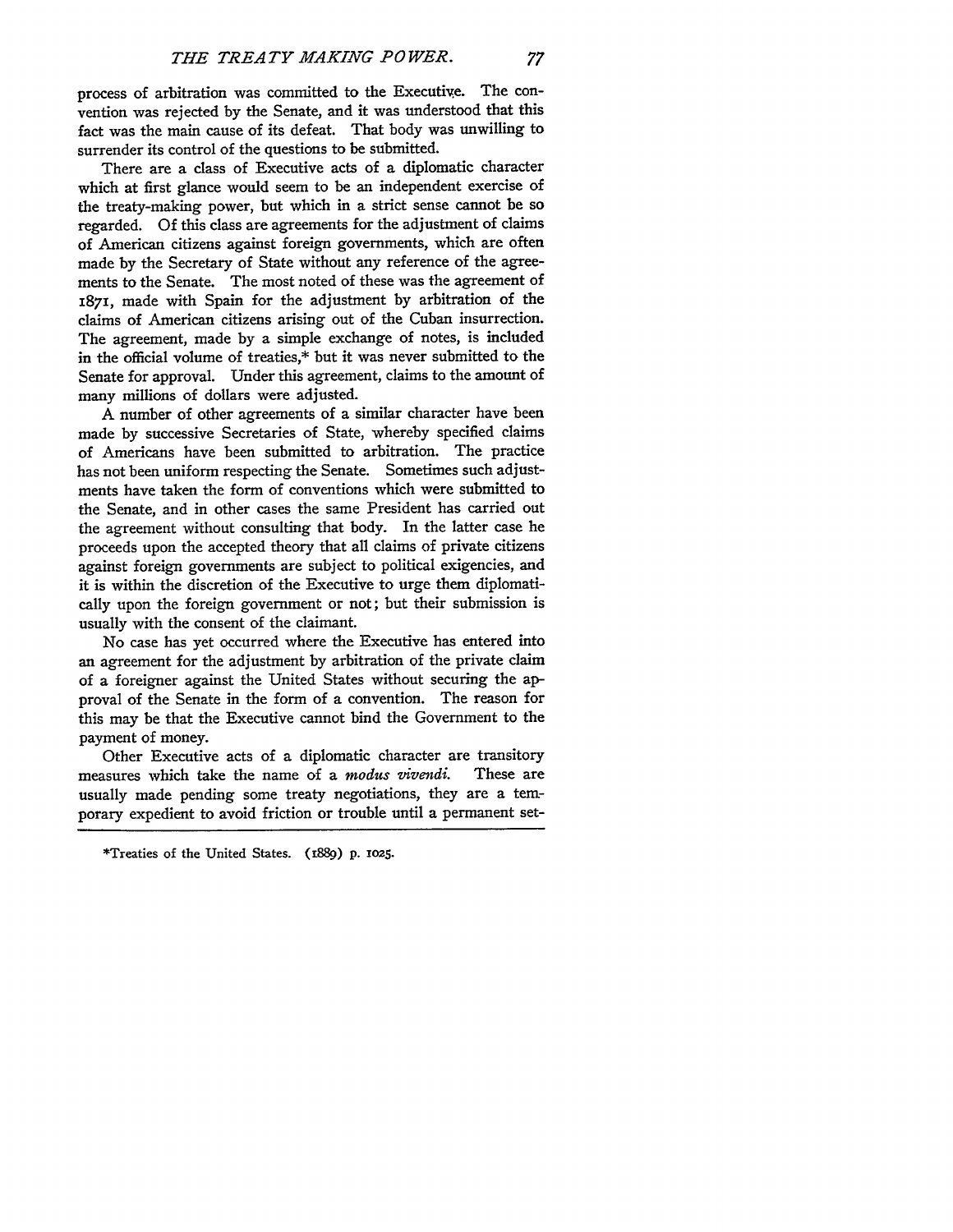process of arbitration was committed to the Executive. The convention was rejected by the Senate, and it was understood that this fact was the main cause of its defeat. That body was unwilling to surrender its control of the questions to be submitted.

There are a class of Executive acts of a diplomatic character which at first glance would seem to be an independent exercise of the treaty-making power, but which in a strict sense cannot be so regarded. Of this class are agreements for the adjustment of claims of American citizens against foreign governments, which are often made by the Secretary of State without any reference of the agreements to the Senate. The most noted of these was the agreement of 1871, made with Spain for the adjustment by arbitration of the claims of American citizens arising out of the Cuban insurrection. The agreement, made by a simple exchange of notes, is included in the official volume of treaties,* but it was never submitted to the Senate for approval. Under this agreement, claims to the amount of many millions of dollars were adjusted.

A number of other agreements of a similar character have been made by successive Secretaries of State, whereby specified claims of Americans have been submitted to arbitration. The practice has not been uniform respecting the Senate. Sometimes such adjustments have taken the form of conventions which were submitted to the Senate, and in other cases the same President has carried out the agreement without consulting that body. In the latter case he proceeds upon the accepted theory that all claims of private citizens against foreign governments are subject to political exigencies, and it is within the discretion of the Executive to urge them diplomatically upon the foreign government or not; but their submission is usually with the consent of the claimant.

No case has yet occurred where the Executive has entered into an agreement for the adjustment by arbitration of the private claim of a foreigner against the United States without securing the approval of the Senate in the form of a convention. The reason for this may be that the Executive cannot bind the Government to the payment of money.

Other Executive acts of a diplomatic character are transitory measures which take the name of a *modus vivendi*. These are usually made pending some treaty negotiations, they are a temporary expedient to avoid friction or trouble until a permanent set-

*Treaties of the United States. (1889) p. 1025.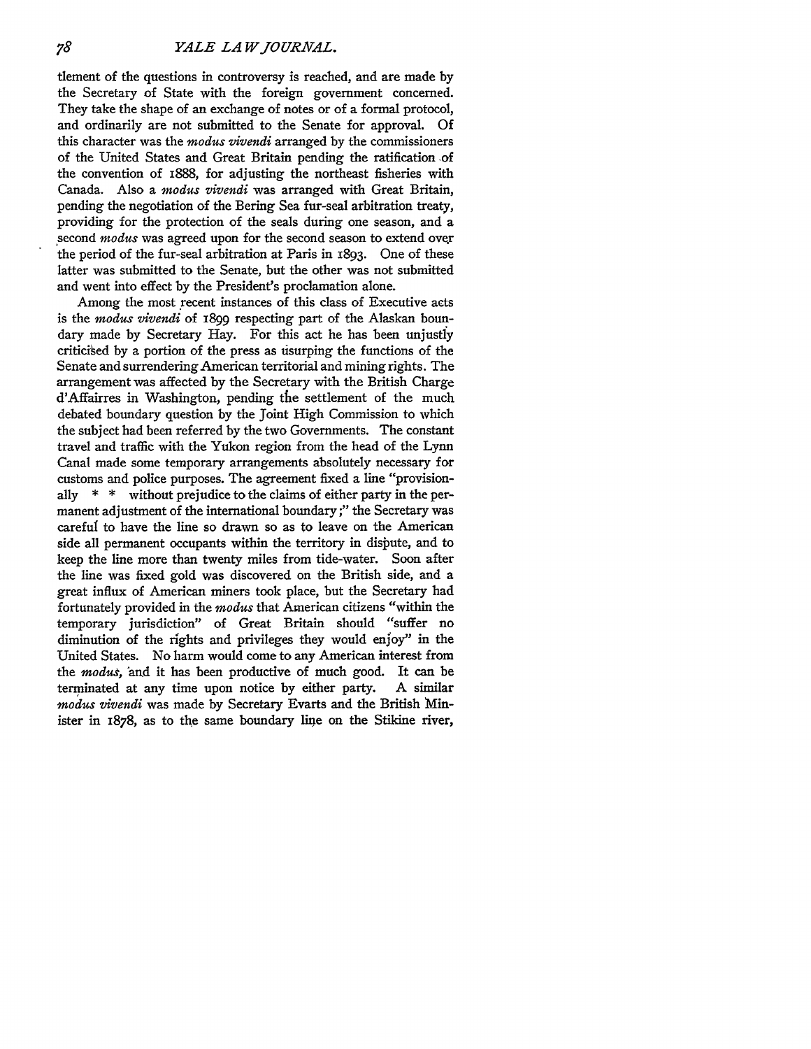tlement of the questions in controversy is reached, and are made by the Secretary of State with the foreign government concerned. They take the shape of an exchange of notes or of a formal protocol, and ordinarily are not submitted to the Senate for approval. Of this character was the *modus vivendi* arranged by the commissioners of the United States and Great Britain pending the ratification of the convention of 1888, for adjusting the northeast fisheries with Canada. Also a *modus vivendi* was arranged with Great Britain, pending the negotiation of the Bering Sea fur-seal arbitration treaty, providing for the protection of the seals during one season, and a second *modus* was agreed upon for the second season to extend over the period of the fur-seal arbitration at Paris in 1893. One of these latter was submitted to the Senate, but the other was not submitted and went into effect by the President's proclamation alone.

Among the most recent instances of this class of Executive acts is the *modus vivendi* of 1899 respecting part of the Alaskan boundary made by Secretary Hay. For this act he has been unjustly criticised by a portion of the press as usurping the functions of the Senate and surrendering American territorial and mining rights. The arrangement was affected by the Secretary with the British Charge d'Affairres in Washington, pending the settlement of the much debated boundary question by the Joint High Commission to which the subject had been referred by the two Governments. The constant travel and traffic with the Yukon region from the head of the Lynn Canal made some temporary arrangements absolutely necessary for customs and police purposes. The agreement fixed a line "provisionally * * without prejudice to the claims of either party in the permanent adjustment of the international boundary;" the Secretary was careful to have the line so drawn so as to leave on the American side all permanent occupants within the territory in dispute, and to keep the line more than twenty miles from tide-water. Soon after the line was fixed gold was discovered on the British side, and a great influx of American miners took place, but the Secretary had fortunately provided in the *modus* that American citizens "within the temporary jurisdiction" of Great Britain should "suffer no diminution of the rights and privileges they would enjoy" in the United States. No harm would come to any American interest from the *modus*, and it has been productive of much good. It can be terminated at any time upon notice by either party. A similar *modus vivendi* was made by Secretary Evarts and the British Minister in 1878, as to the same boundary line on the Stikine river,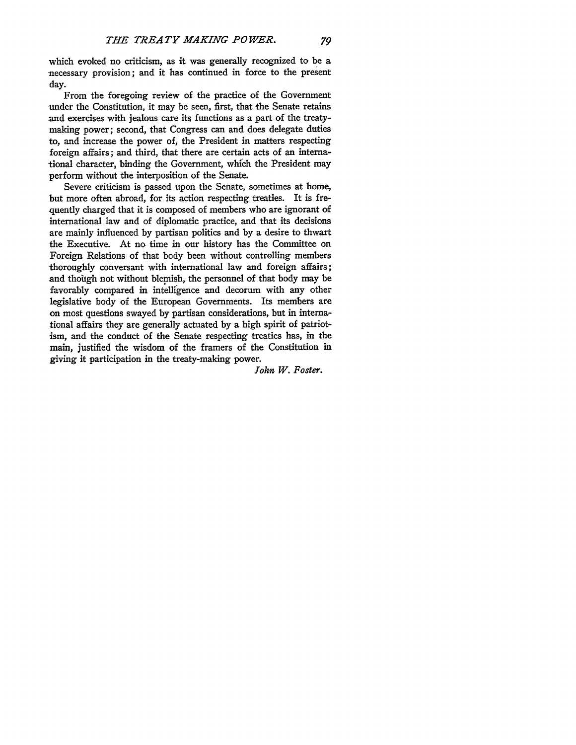which evoked no criticism, as it was generally recognized to be a necessary provision; and it has continued in force to the present day.

From the foregoing review of the practice of the Government under the Constitution, it may be seen, first, that the Senate retains and exercises with jealous care its functions as a part of the treaty-making power; second, that Congress can and does delegate duties to, and increase the power of, the President in matters respecting foreign affairs; and third, that there are certain acts of an international character, binding the Government, which the President may perform without the interposition of the Senate.

Severe criticism is passed upon the Senate, sometimes at home, but more often abroad, for its action respecting treaties. It is frequently charged that it is composed of members who are ignorant of international law and of diplomatic practice, and that its decisions are mainly influenced by partisan politics and by a desire to thwart the Executive. At no time in our history has the Committee on Foreign Relations of that body been without controlling members thoroughly conversant with international law and foreign affairs; and though not without blemish, the personnel of that body may be favorably compared in intelligence and decorum with any other legislative body of the European Governments. Its members are on most questions swayed by partisan considerations, but in international affairs they are generally actuated by a high spirit of patriotism, and the conduct of the Senate respecting treaties has, in the main, justified the wisdom of the framers of the Constitution in giving it participation in the treaty-making power.

*John W. Foster.*